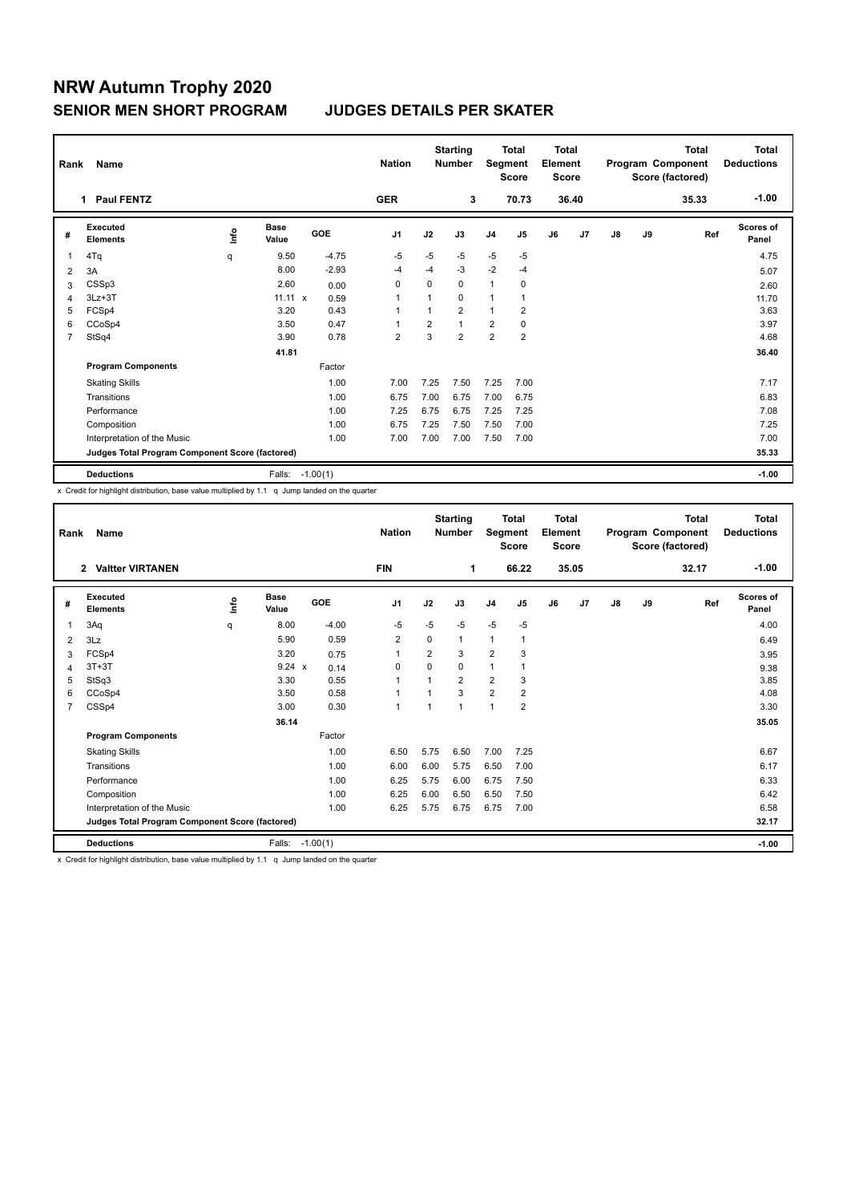# NRW Autumn Trophy 2020

## SENIOR MEN SHORT PROGRAM — JUDGES DETAILS PER SKATER

| Rank | Name | Nation | Starting Number | Total Segment Score | Total Element Score | Total Program Component Score (factored) | Total Deductions |
|---|---|---|---|---|---|---|---|
| 1 | Paul FENTZ | GER | 3 | 70.73 | 36.40 | 35.33 | -1.00 |

| # | Executed Elements | Info | Base Value | | GOE | J1 | J2 | J3 | J4 | J5 | J6 | J7 | J8 | J9 | Ref | Scores of Panel |
|---|---|---|---|---|---|---|---|---|---|---|---|---|---|---|---|---|
| 1 | 4Tq | q | 9.50 | | -4.75 | -5 | -5 | -5 | -5 | -5 | | | | | | 4.75 |
| 2 | 3A | | 8.00 | | -2.93 | -4 | -4 | -3 | -2 | -4 | | | | | | 5.07 |
| 3 | CSSp3 | | 2.60 | | 0.00 | 0 | 0 | 0 | 1 | 0 | | | | | | 2.60 |
| 4 | 3Lz+3T | | 11.11 | x | 0.59 | 1 | 1 | 0 | 1 | 1 | | | | | | 11.70 |
| 5 | FCSp4 | | 3.20 | | 0.43 | 1 | 1 | 2 | 1 | 2 | | | | | | 3.63 |
| 6 | CCoSp4 | | 3.50 | | 0.47 | 1 | 2 | 1 | 2 | 0 | | | | | | 3.97 |
| 7 | StSq4 | | 3.90 | | 0.78 | 2 | 3 | 2 | 2 | 2 | | | | | | 4.68 |
| | | | 41.81 | | | | | | | | | | | | | 36.40 |
| | **Program Components** | | | | Factor | | | | | | | | | | | |
| | Skating Skills | | | | 1.00 | 7.00 | 7.25 | 7.50 | 7.25 | 7.00 | | | | | | 7.17 |
| | Transitions | | | | 1.00 | 6.75 | 7.00 | 6.75 | 7.00 | 6.75 | | | | | | 6.83 |
| | Performance | | | | 1.00 | 7.25 | 6.75 | 6.75 | 7.25 | 7.25 | | | | | | 7.08 |
| | Composition | | | | 1.00 | 6.75 | 7.25 | 7.50 | 7.50 | 7.00 | | | | | | 7.25 |
| | Interpretation of the Music | | | | 1.00 | 7.00 | 7.00 | 7.00 | 7.50 | 7.00 | | | | | | 7.00 |
| | **Judges Total Program Component Score (factored)** | | | | | | | | | | | | | | | 35.33 |
| | **Deductions** | | Falls: | | -1.00(1) | | | | | | | | | | | -1.00 |

x Credit for highlight distribution, base value multiplied by 1.1 q Jump landed on the quarter

| Rank | Name | Nation | Starting Number | Total Segment Score | Total Element Score | Total Program Component Score (factored) | Total Deductions |
|---|---|---|---|---|---|---|---|
| 2 | Valtter VIRTANEN | FIN | 1 | 66.22 | 35.05 | 32.17 | -1.00 |

| # | Executed Elements | Info | Base Value | | GOE | J1 | J2 | J3 | J4 | J5 | J6 | J7 | J8 | J9 | Ref | Scores of Panel |
|---|---|---|---|---|---|---|---|---|---|---|---|---|---|---|---|---|
| 1 | 3Aq | q | 8.00 | | -4.00 | -5 | -5 | -5 | -5 | -5 | | | | | | 4.00 |
| 2 | 3Lz | | 5.90 | | 0.59 | 2 | 0 | 1 | 1 | 1 | | | | | | 6.49 |
| 3 | FCSp4 | | 3.20 | | 0.75 | 1 | 2 | 3 | 2 | 3 | | | | | | 3.95 |
| 4 | 3T+3T | | 9.24 | x | 0.14 | 0 | 0 | 0 | 1 | 1 | | | | | | 9.38 |
| 5 | StSq3 | | 3.30 | | 0.55 | 1 | 1 | 2 | 2 | 3 | | | | | | 3.85 |
| 6 | CCoSp4 | | 3.50 | | 0.58 | 1 | 1 | 3 | 2 | 2 | | | | | | 4.08 |
| 7 | CSSp4 | | 3.00 | | 0.30 | 1 | 1 | 1 | 1 | 2 | | | | | | 3.30 |
| | | | 36.14 | | | | | | | | | | | | | 35.05 |
| | **Program Components** | | | | Factor | | | | | | | | | | | |
| | Skating Skills | | | | 1.00 | 6.50 | 5.75 | 6.50 | 7.00 | 7.25 | | | | | | 6.67 |
| | Transitions | | | | 1.00 | 6.00 | 6.00 | 5.75 | 6.50 | 7.00 | | | | | | 6.17 |
| | Performance | | | | 1.00 | 6.25 | 5.75 | 6.00 | 6.75 | 7.50 | | | | | | 6.33 |
| | Composition | | | | 1.00 | 6.25 | 6.00 | 6.50 | 6.50 | 7.50 | | | | | | 6.42 |
| | Interpretation of the Music | | | | 1.00 | 6.25 | 5.75 | 6.75 | 6.75 | 7.00 | | | | | | 6.58 |
| | **Judges Total Program Component Score (factored)** | | | | | | | | | | | | | | | 32.17 |
| | **Deductions** | | Falls: | | -1.00(1) | | | | | | | | | | | -1.00 |

x Credit for highlight distribution, base value multiplied by 1.1 q Jump landed on the quarter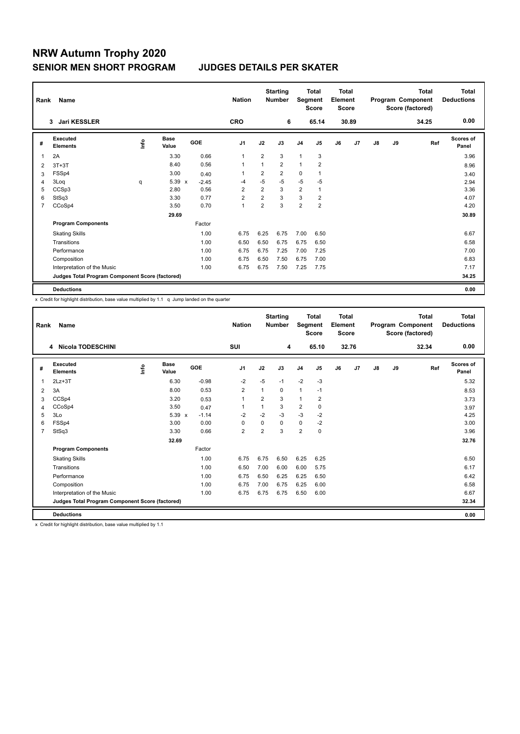# NRW Autumn Trophy 2020

## SENIOR MEN SHORT PROGRAM JUDGES DETAILS PER SKATER

| Rank | Name | Nation | Starting Number | Total Segment Score | Total Element Score | Total Program Component Score (factored) | Total Deductions |
|---|---|---|---|---|---|---|---|
| 3 | Jari KESSLER | CRO | 6 | 65.14 | 30.89 | 34.25 | 0.00 |

| # | Executed Elements | Info | Base Value | GOE | J1 | J2 | J3 | J4 | J5 | J6 | J7 | J8 | J9 | Ref | Scores of Panel |
|---|---|---|---|---|---|---|---|---|---|---|---|---|---|---|---|
| 1 | 2A | | 3.30 | 0.66 | 1 | 2 | 3 | 1 | 3 | | | | | | 3.96 |
| 2 | 3T+3T | | 8.40 | 0.56 | 1 | 1 | 2 | 1 | 2 | | | | | | 8.96 |
| 3 | FSSp4 | | 3.00 | 0.40 | 1 | 2 | 2 | 0 | 1 | | | | | | 3.40 |
| 4 | 3Loq | q | 5.39 x | -2.45 | -4 | -5 | -5 | -5 | -5 | | | | | | 2.94 |
| 5 | CCSp3 | | 2.80 | 0.56 | 2 | 2 | 3 | 2 | 1 | | | | | | 3.36 |
| 6 | StSq3 | | 3.30 | 0.77 | 2 | 2 | 3 | 3 | 2 | | | | | | 4.07 |
| 7 | CCoSp4 | | 3.50 | 0.70 | 1 | 2 | 3 | 2 | 2 | | | | | | 4.20 |
| | | | 29.69 | | | | | | | | | | | | 30.89 |
| | **Program Components** | | | Factor | | | | | | | | | | | |
| | Skating Skills | | | 1.00 | 6.75 | 6.25 | 6.75 | 7.00 | 6.50 | | | | | | 6.67 |
| | Transitions | | | 1.00 | 6.50 | 6.50 | 6.75 | 6.75 | 6.50 | | | | | | 6.58 |
| | Performance | | | 1.00 | 6.75 | 6.75 | 7.25 | 7.00 | 7.25 | | | | | | 7.00 |
| | Composition | | | 1.00 | 6.75 | 6.50 | 7.50 | 6.75 | 7.00 | | | | | | 6.83 |
| | Interpretation of the Music | | | 1.00 | 6.75 | 6.75 | 7.50 | 7.25 | 7.75 | | | | | | 7.17 |
| | **Judges Total Program Component Score (factored)** | | | | | | | | | | | | | | 34.25 |
| | **Deductions** | | | | | | | | | | | | | | 0.00 |

x Credit for highlight distribution, base value multiplied by 1.1 q Jump landed on the quarter

| Rank | Name | Nation | Starting Number | Total Segment Score | Total Element Score | Total Program Component Score (factored) | Total Deductions |
|---|---|---|---|---|---|---|---|
| 4 | Nicola TODESCHINI | SUI | 4 | 65.10 | 32.76 | 32.34 | 0.00 |

| # | Executed Elements | Info | Base Value | GOE | J1 | J2 | J3 | J4 | J5 | J6 | J7 | J8 | J9 | Ref | Scores of Panel |
|---|---|---|---|---|---|---|---|---|---|---|---|---|---|---|---|
| 1 | 2Lz+3T | | 6.30 | -0.98 | -2 | -5 | -1 | -2 | -3 | | | | | | 5.32 |
| 2 | 3A | | 8.00 | 0.53 | 2 | 1 | 0 | 1 | -1 | | | | | | 8.53 |
| 3 | CCSp4 | | 3.20 | 0.53 | 1 | 2 | 3 | 1 | 2 | | | | | | 3.73 |
| 4 | CCoSp4 | | 3.50 | 0.47 | 1 | 1 | 3 | 2 | 0 | | | | | | 3.97 |
| 5 | 3Lo | | 5.39 x | -1.14 | -2 | -2 | -3 | -3 | -2 | | | | | | 4.25 |
| 6 | FSSp4 | | 3.00 | 0.00 | 0 | 0 | 0 | 0 | -2 | | | | | | 3.00 |
| 7 | StSq3 | | 3.30 | 0.66 | 2 | 2 | 3 | 2 | 0 | | | | | | 3.96 |
| | | | 32.69 | | | | | | | | | | | | 32.76 |
| | **Program Components** | | | Factor | | | | | | | | | | | |
| | Skating Skills | | | 1.00 | 6.75 | 6.75 | 6.50 | 6.25 | 6.25 | | | | | | 6.50 |
| | Transitions | | | 1.00 | 6.50 | 7.00 | 6.00 | 6.00 | 5.75 | | | | | | 6.17 |
| | Performance | | | 1.00 | 6.75 | 6.50 | 6.25 | 6.25 | 6.50 | | | | | | 6.42 |
| | Composition | | | 1.00 | 6.75 | 7.00 | 6.75 | 6.25 | 6.00 | | | | | | 6.58 |
| | Interpretation of the Music | | | 1.00 | 6.75 | 6.75 | 6.75 | 6.50 | 6.00 | | | | | | 6.67 |
| | **Judges Total Program Component Score (factored)** | | | | | | | | | | | | | | 32.34 |
| | **Deductions** | | | | | | | | | | | | | | 0.00 |

x Credit for highlight distribution, base value multiplied by 1.1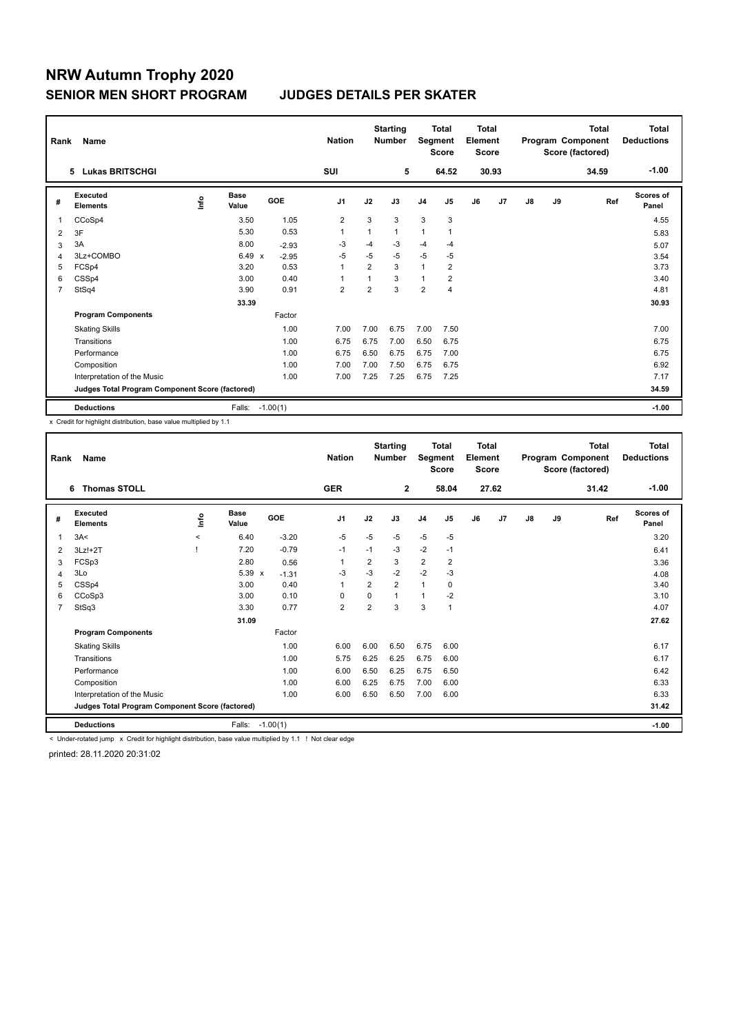# NRW Autumn Trophy 2020

## SENIOR MEN SHORT PROGRAM JUDGES DETAILS PER SKATER

| Rank | Name | Nation | Starting Number | Total Segment Score | Total Element Score | Total Program Component Score (factored) | Total Deductions |
|---|---|---|---|---|---|---|---|
| 5 | Lukas BRITSCHGI | SUI | 5 | 64.52 | 30.93 | 34.59 | -1.00 |

| # | Executed Elements | Info | Base Value | | GOE | J1 | J2 | J3 | J4 | J5 | J6 | J7 | J8 | J9 | Ref | Scores of Panel |
|---|---|---|---|---|---|---|---|---|---|---|---|---|---|---|---|---|
| 1 | CCoSp4 | | 3.50 | | 1.05 | 2 | 3 | 3 | 3 | 3 | | | | | | 4.55 |
| 2 | 3F | | 5.30 | | 0.53 | 1 | 1 | 1 | 1 | 1 | | | | | | 5.83 |
| 3 | 3A | | 8.00 | | -2.93 | -3 | -4 | -3 | -4 | -4 | | | | | | 5.07 |
| 4 | 3Lz+COMBO | | 6.49 | x | -2.95 | -5 | -5 | -5 | -5 | -5 | | | | | | 3.54 |
| 5 | FCSp4 | | 3.20 | | 0.53 | 1 | 2 | 3 | 1 | 2 | | | | | | 3.73 |
| 6 | CSSp4 | | 3.00 | | 0.40 | 1 | 1 | 3 | 1 | 2 | | | | | | 3.40 |
| 7 | StSq4 | | 3.90 | | 0.91 | 2 | 2 | 3 | 2 | 4 | | | | | | 4.81 |
| | | | 33.39 | | | | | | | | | | | | | 30.93 |
| | **Program Components** | | | | Factor | | | | | | | | | | | |
| | Skating Skills | | | | 1.00 | 7.00 | 7.00 | 6.75 | 7.00 | 7.50 | | | | | | 7.00 |
| | Transitions | | | | 1.00 | 6.75 | 6.75 | 7.00 | 6.50 | 6.75 | | | | | | 6.75 |
| | Performance | | | | 1.00 | 6.75 | 6.50 | 6.75 | 6.75 | 7.00 | | | | | | 6.75 |
| | Composition | | | | 1.00 | 7.00 | 7.00 | 7.50 | 6.75 | 6.75 | | | | | | 6.92 |
| | Interpretation of the Music | | | | 1.00 | 7.00 | 7.25 | 7.25 | 6.75 | 7.25 | | | | | | 7.17 |
| | Judges Total Program Component Score (factored) | | | | | | | | | | | | | | | 34.59 |
| | **Deductions** | | Falls: | | -1.00(1) | | | | | | | | | | | -1.00 |

x Credit for highlight distribution, base value multiplied by 1.1

| Rank | Name | Nation | Starting Number | Total Segment Score | Total Element Score | Total Program Component Score (factored) | Total Deductions |
|---|---|---|---|---|---|---|---|
| 6 | Thomas STOLL | GER | 2 | 58.04 | 27.62 | 31.42 | -1.00 |

| # | Executed Elements | Info | Base Value | | GOE | J1 | J2 | J3 | J4 | J5 | J6 | J7 | J8 | J9 | Ref | Scores of Panel |
|---|---|---|---|---|---|---|---|---|---|---|---|---|---|---|---|---|
| 1 | 3A< | < | 6.40 | | -3.20 | -5 | -5 | -5 | -5 | -5 | | | | | | 3.20 |
| 2 | 3Lz!+2T | ! | 7.20 | | -0.79 | -1 | -1 | -3 | -2 | -1 | | | | | | 6.41 |
| 3 | FCSp3 | | 2.80 | | 0.56 | 1 | 2 | 3 | 2 | 2 | | | | | | 3.36 |
| 4 | 3Lo | | 5.39 | x | -1.31 | -3 | -3 | -2 | -2 | -3 | | | | | | 4.08 |
| 5 | CSSp4 | | 3.00 | | 0.40 | 1 | 2 | 2 | 1 | 0 | | | | | | 3.40 |
| 6 | CCoSp3 | | 3.00 | | 0.10 | 0 | 0 | 1 | 1 | -2 | | | | | | 3.10 |
| 7 | StSq3 | | 3.30 | | 0.77 | 2 | 2 | 3 | 3 | 1 | | | | | | 4.07 |
| | | | 31.09 | | | | | | | | | | | | | 27.62 |
| | **Program Components** | | | | Factor | | | | | | | | | | | |
| | Skating Skills | | | | 1.00 | 6.00 | 6.00 | 6.50 | 6.75 | 6.00 | | | | | | 6.17 |
| | Transitions | | | | 1.00 | 5.75 | 6.25 | 6.25 | 6.75 | 6.00 | | | | | | 6.17 |
| | Performance | | | | 1.00 | 6.00 | 6.50 | 6.25 | 6.75 | 6.50 | | | | | | 6.42 |
| | Composition | | | | 1.00 | 6.00 | 6.25 | 6.75 | 7.00 | 6.00 | | | | | | 6.33 |
| | Interpretation of the Music | | | | 1.00 | 6.00 | 6.50 | 6.50 | 7.00 | 6.00 | | | | | | 6.33 |
| | Judges Total Program Component Score (factored) | | | | | | | | | | | | | | | 31.42 |
| | **Deductions** | | Falls: | | -1.00(1) | | | | | | | | | | | -1.00 |

< Under-rotated jump x Credit for highlight distribution, base value multiplied by 1.1 ! Not clear edge

printed: 28.11.2020 20:31:02